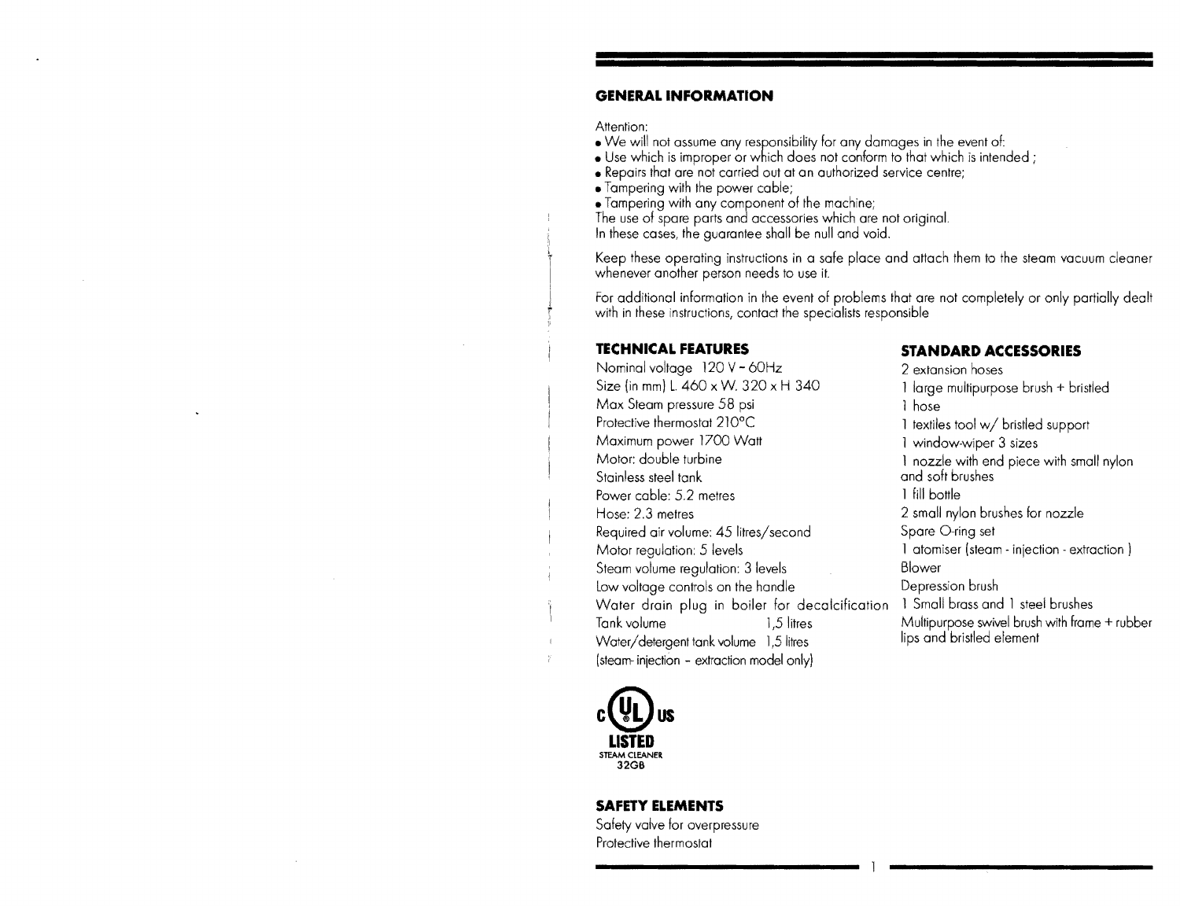## GENERAL INFORMATION

Attention:

- We will not assume any responsibility for any damages in the event of:
- Use which is improper or which does not conform to that which is intended ;
- Repairs that are not carried out at an authorized service centre;
- Tampering with the power cable;
- Tampering with any component of the machine;

The use of spare parts and accessories which are not original.
In these cases, the guarantee shall be null and void.

Keep these operating instructions in a safe place and attach them to the steam vacuum cleaner whenever another person needs to use it.

For additional information in the event of problems that are not completely or only partially dealt with in these instructions, contact the specialists responsible

## TECHNICAL FEATURES

Nominal voltage 120 V - 60Hz
Size (in mm) L. 460 x W. 320 x H 340
Max Steam pressure 58 psi
Protective thermostat 210°C
Maximum power 1700 Watt
Motor: double turbine
Stainless steel tank
Power cable: 5.2 metres
Hose: 2.3 metres
Required air volume: 45 litres/second
Motor regulation: 5 levels
Steam volume regulation: 3 levels
Low voltage controls on the handle
Water drain plug in boiler for decalcification
Tank volume 1,5 litres
Water/detergent tank volume 1,5 litres
(steam- injection - extraction model only)

c UL us LISTED
STEAM CLEANER
32GB

## SAFETY ELEMENTS

Safety valve for overpressure
Protective thermostat

## STANDARD ACCESSORIES

2 extansion hoses
1 large multipurpose brush + bristled
1 hose
1 textiles tool w/ bristled support
1 window-wiper 3 sizes
1 nozzle with end piece with small nylon and soft brushes
1 fill bottle
2 small nylon brushes for nozzle
Spare O-ring set
1 atomiser (steam - injection - extraction )
Blower
Depression brush
1 Small brass and 1 steel brushes
Multipurpose swivel brush with frame + rubber lips and bristled element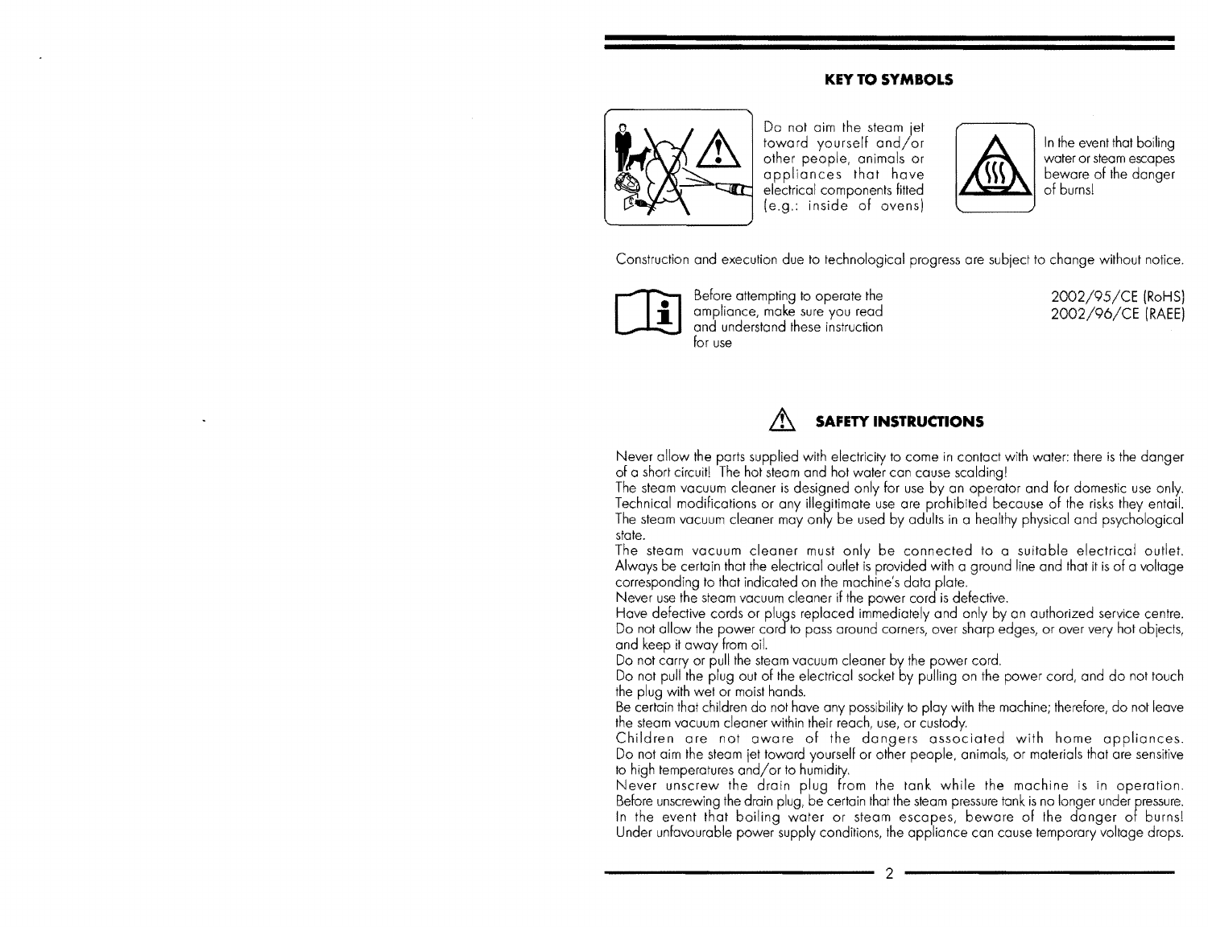## KEY TO SYMBOLS

Do not aim the steam jet toward yourself and/or other people, animals or appliances that have electrical components fitted (e.g.: inside of ovens)

In the event that boiling water or steam escapes beware of the danger of burns!

Construction and execution due to technological progress are subject to change without notice.

Before attempting to operate the ampliance, make sure you read and understand these instruction for use

2002/95/CE (RoHS)
2002/96/CE (RAEE)

## ⚠ SAFETY INSTRUCTIONS

Never allow the parts supplied with electricity to come in contact with water: there is the danger of a short circuit! The hot steam and hot water can cause scalding!
The steam vacuum cleaner is designed only for use by an operator and for domestic use only. Technical modifications or any illegitimate use are prohibited because of the risks they entail.
The steam vacuum cleaner may only be used by adults in a healthy physical and psychological state.
The steam vacuum cleaner must only be connected to a suitable electrical outlet. Always be certain that the electrical outlet is provided with a ground line and that it is of a voltage corresponding to that indicated on the machine's data plate.
Never use the steam vacuum cleaner if the power cord is defective.
Have defective cords or plugs replaced immediately and only by an authorized service centre.
Do not allow the power cord to pass around corners, over sharp edges, or over very hot objects, and keep it away from oil.
Do not carry or pull the steam vacuum cleaner by the power cord.
Do not pull the plug out of the electrical socket by pulling on the power cord, and do not touch the plug with wet or moist hands.
Be certain that children do not have any possibility to play with the machine; therefore, do not leave the steam vacuum cleaner within their reach, use, or custody.
Children are not aware of the dangers associated with home appliances.
Do not aim the steam jet toward yourself or other people, animals, or materials that are sensitive to high temperatures and/or to humidity.
Never unscrew the drain plug from the tank while the machine is in operation.
Before unscrewing the drain plug, be certain that the steam pressure tank is no longer under pressure.
In the event that boiling water or steam escapes, beware of the danger of burns!
Under unfavourable power supply conditions, the appliance can cause temporary voltage drops.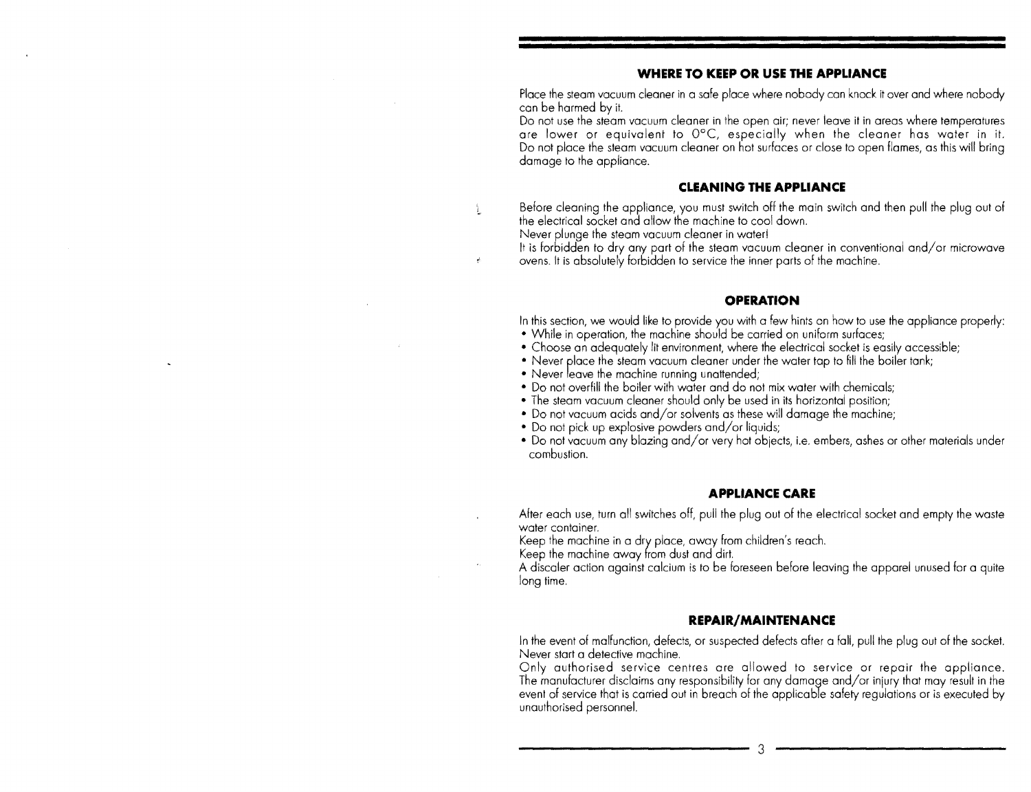## WHERE TO KEEP OR USE THE APPLIANCE

Place the steam vacuum cleaner in a safe place where nobody can knock it over and where nobody can be harmed by it.
Do not use the steam vacuum cleaner in the open air; never leave it in areas where temperatures are lower or equivalent to 0°C, especially when the cleaner has water in it.
Do not place the steam vacuum cleaner on hot surfaces or close to open flames, as this will bring damage to the appliance.

## CLEANING THE APPLIANCE

Before cleaning the appliance, you must switch off the main switch and then pull the plug out of the electrical socket and allow the machine to cool down.
Never plunge the steam vacuum cleaner in water!
It is forbidden to dry any part of the steam vacuum cleaner in conventional and/or microwave ovens. It is absolutely forbidden to service the inner parts of the machine.

## OPERATION

In this section, we would like to provide you with a few hints on how to use the appliance properly:

- While in operation, the machine should be carried on uniform surfaces;
- Choose an adequately lit environment, where the electrical socket is easily accessible;
- Never place the steam vacuum cleaner under the water tap to fill the boiler tank;
- Never leave the machine running unattended;
- Do not overfill the boiler with water and do not mix water with chemicals;
- The steam vacuum cleaner should only be used in its horizontal position;
- Do not vacuum acids and/or solvents as these will damage the machine;
- Do not pick up explosive powders and/or liquids;
- Do not vacuum any blazing and/or very hot objects, i.e. embers, ashes or other materials under combustion.

## APPLIANCE CARE

After each use, turn all switches off, pull the plug out of the electrical socket and empty the waste water container.
Keep the machine in a dry place, away from children's reach.
Keep the machine away from dust and dirt.
A discaler action against calcium is to be foreseen before leaving the apparel unused for a quite long time.

## REPAIR/MAINTENANCE

In the event of malfunction, defects, or suspected defects after a fall, pull the plug out of the socket. Never start a defective machine.
Only authorised service centres are allowed to service or repair the appliance.
The manufacturer disclaims any responsibility for any damage and/or injury that may result in the event of service that is carried out in breach of the applicable safety regulations or is executed by unauthorised personnel.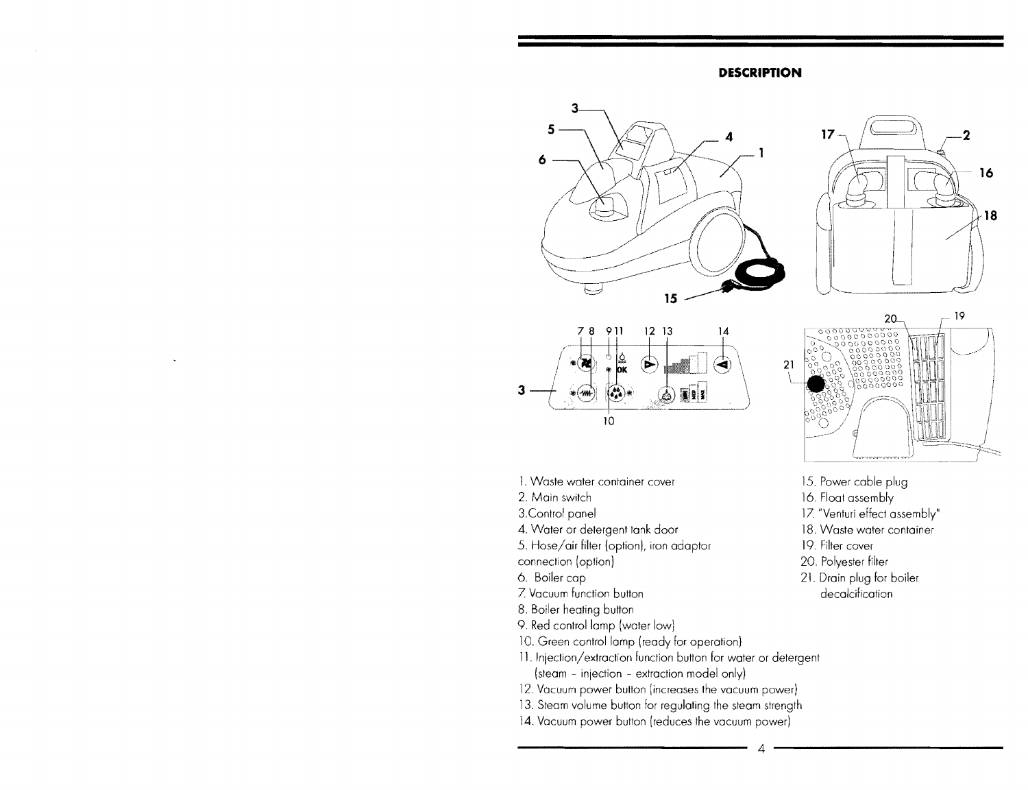## DESCRIPTION

1. Waste water container cover
2. Main switch
3. Control panel
4. Water or detergent tank door
5. Hose/air filter (option), iron adaptor connection (option)
6. Boiler cap
7. Vacuum function button
8. Boiler heating button
9. Red control lamp (water low)
10. Green control lamp (ready for operation)
11. Injection/extraction function button for water or detergent (steam - injection - extraction model only)
12. Vacuum power button (increases the vacuum power)
13. Steam volume button for regulating the steam strength
14. Vacuum power button (reduces the vacuum power)
15. Power cable plug
16. Float assembly
17. "Venturi effect assembly"
18. Waste water container
19. Filter cover
20. Polyester filter
21. Drain plug for boiler decalcification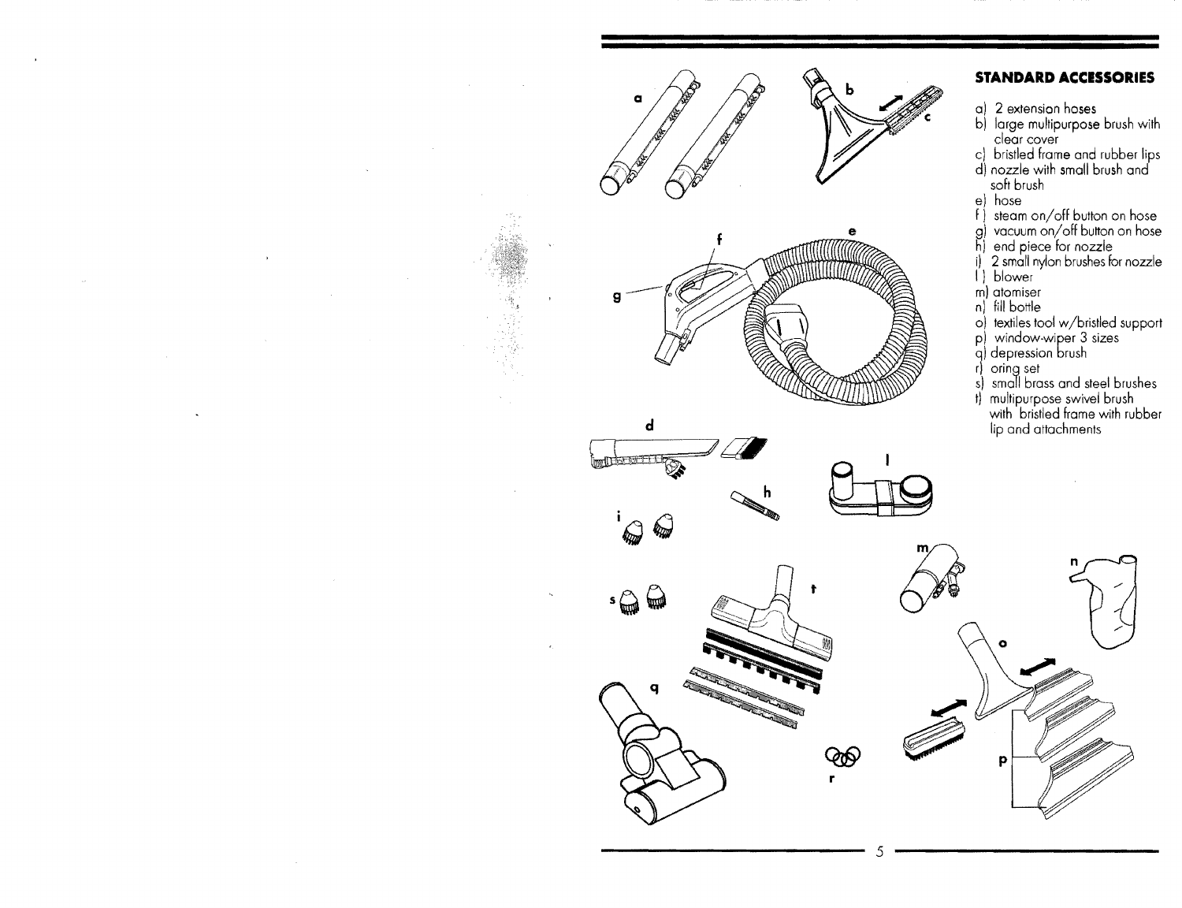## STANDARD ACCESSORIES

a) 2 extension hoses
b) large multipurpose brush with clear cover
c) bristled frame and rubber lips
d) nozzle with small brush and soft brush
e) hose
f ) steam on/off button on hose
g) vacuum on/off button on hose
h) end piece for nozzle
i) 2 small nylon brushes for nozzle
l ) blower
m) atomiser
n) fill bottle
o) textiles tool w/bristled support
p) window-wiper 3 sizes
q) depression brush
r) oring set
s) small brass and steel brushes
t) multipurpose swivel brush with bristled frame with rubber lip and attachments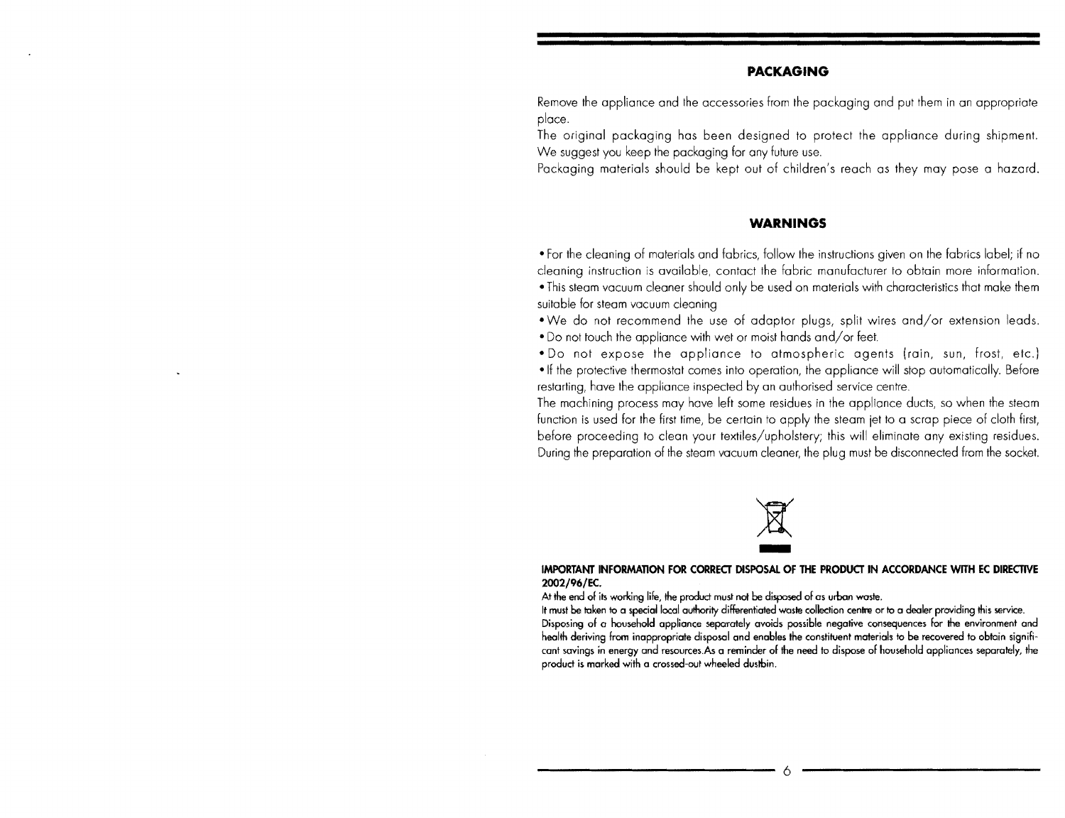## PACKAGING

Remove the appliance and the accessories from the packaging and put them in an appropriate place.

The original packaging has been designed to protect the appliance during shipment. We suggest you keep the packaging for any future use.

Packaging materials should be kept out of children's reach as they may pose a hazard.

## WARNINGS

- For the cleaning of materials and fabrics, follow the instructions given on the fabrics label; if no cleaning instruction is available, contact the fabric manufacturer to obtain more information.
- This steam vacuum cleaner should only be used on materials with characteristics that make them suitable for steam vacuum cleaning
- We do not recommend the use of adaptor plugs, split wires and/or extension leads.
- Do not touch the appliance with wet or moist hands and/or feet.
- Do not expose the appliance to atmospheric agents (rain, sun, frost, etc.)
- If the protective thermostat comes into operation, the appliance will stop automatically. Before restarting, have the appliance inspected by an authorised service centre.

The machining process may have left some residues in the appliance ducts, so when the steam function is used for the first time, be certain to apply the steam jet to a scrap piece of cloth first, before proceeding to clean your textiles/upholstery; this will eliminate any existing residues. During the preparation of the steam vacuum cleaner, the plug must be disconnected from the socket.

**IMPORTANT INFORMATION FOR CORRECT DISPOSAL OF THE PRODUCT IN ACCORDANCE WITH EC DIRECTIVE 2002/96/EC.**

At the end of its working life, the product must not be disposed of as urban waste.

It must be taken to a special local authority differentiated waste collection centre or to a dealer providing this service.

Disposing of a household appliance separately avoids possible negative consequences for the environment and health deriving from inappropriate disposal and enables the constituent materials to be recovered to obtain significant savings in energy and resources.As a reminder of the need to dispose of household appliances separately, the product is marked with a crossed-out wheeled dustbin.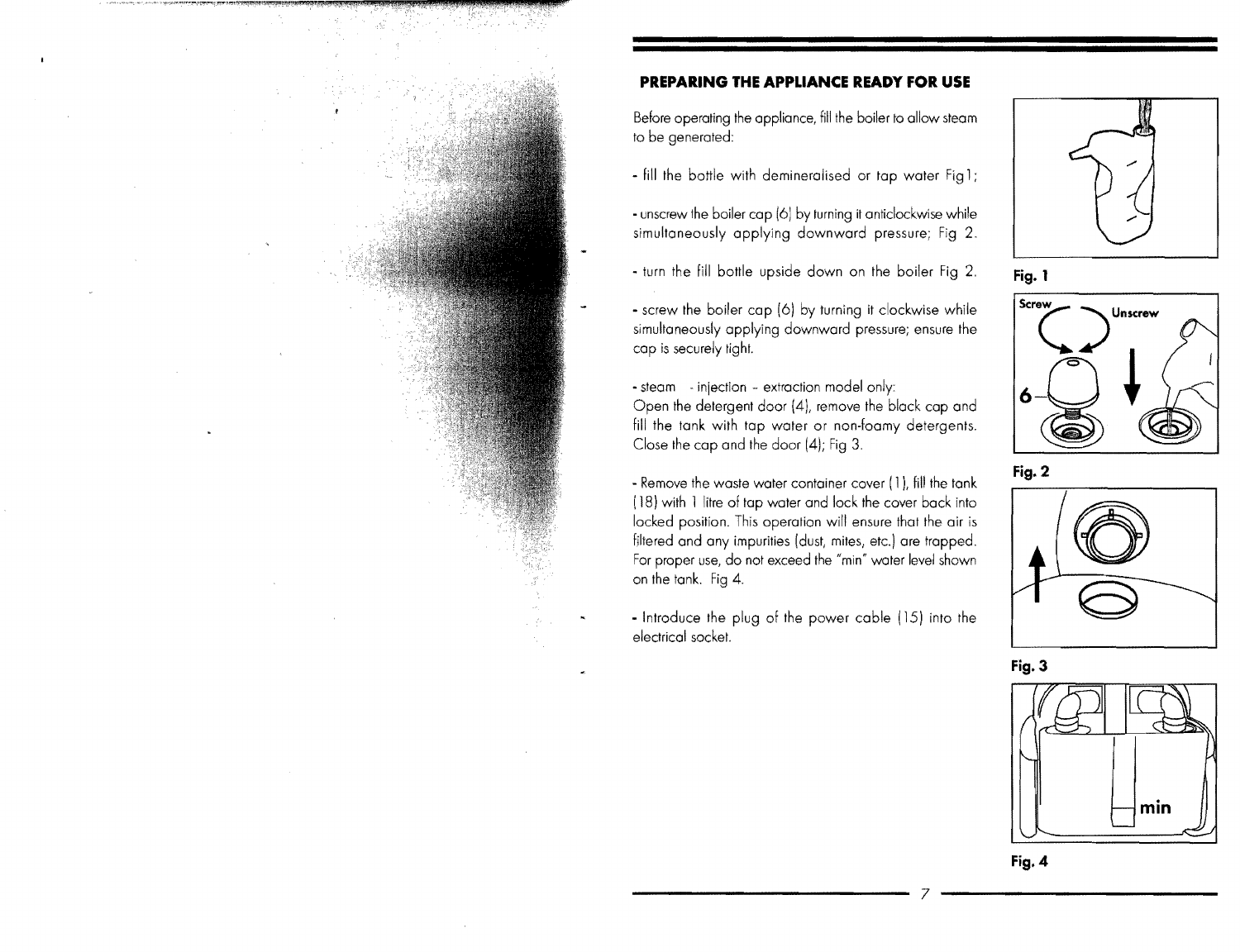## PREPARING THE APPLIANCE READY FOR USE

Before operating the appliance, fill the boiler to allow steam to be generated:

- fill the bottle with demineralised or tap water Fig1;
- unscrew the boiler cap (6) by turning it anticlockwise while simultaneously applying downward pressure; Fig 2.
- turn the fill bottle upside down on the boiler Fig 2.
- screw the boiler cap (6) by turning it clockwise while simultaneously applying downward pressure; ensure the cap is securely tight.
- steam - injection - extraction model only:
Open the detergent door (4), remove the black cap and fill the tank with tap water or non-foamy detergents. Close the cap and the door (4); Fig 3.
- Remove the waste water container cover (1), fill the tank (18) with 1 litre of tap water and lock the cover back into locked position. This operation will ensure that the air is filtered and any impurities (dust, mites, etc.) are trapped. For proper use, do not exceed the "min" water level shown on the tank. Fig 4.
- Introduce the plug of the power cable (15) into the electrical socket.

Fig. 1

Screw Unscrew

6

Fig. 2

Fig. 3

min

Fig. 4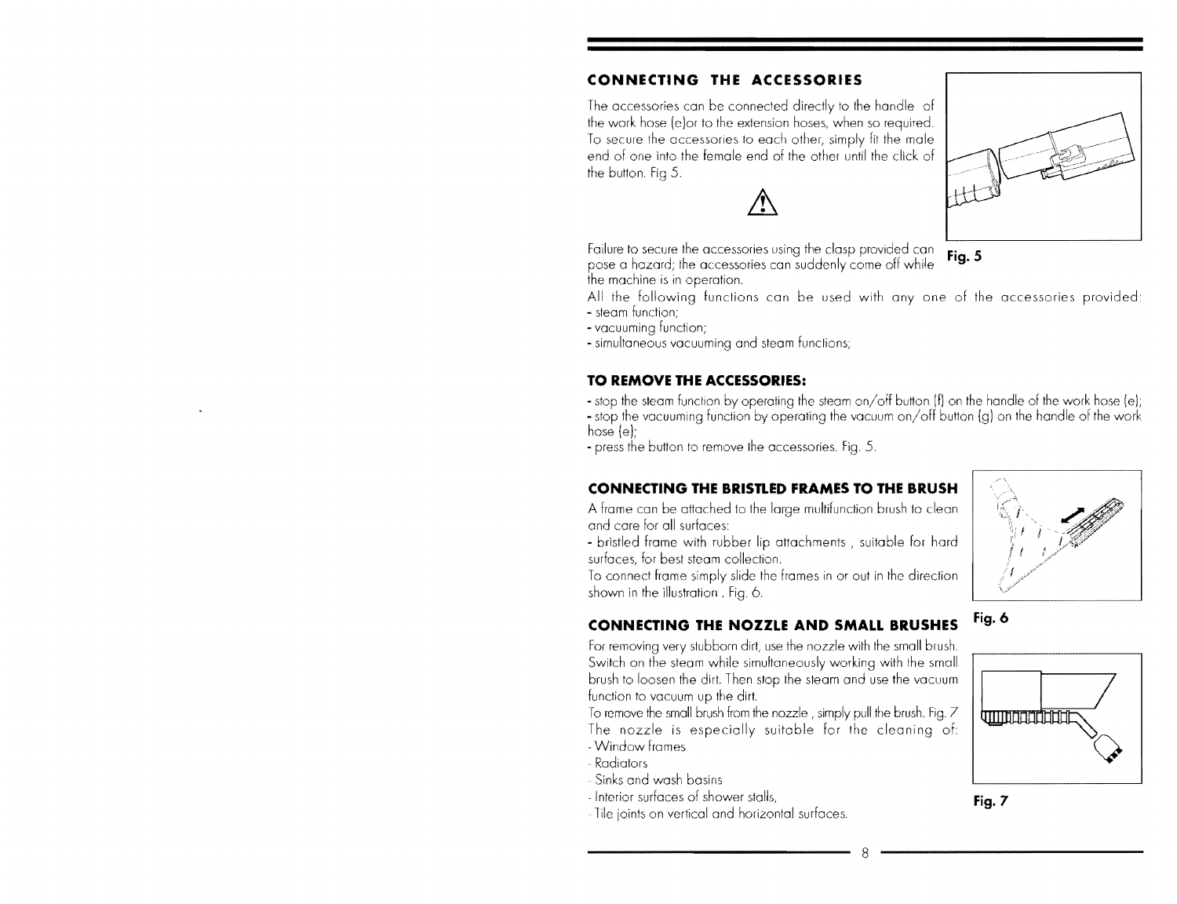## CONNECTING THE ACCESSORIES

The accessories can be connected directly to the handle of the work hose (e)or to the extension hoses, when so required. To secure the accessories to each other, simply fit the male end of one into the female end of the other until the click of the button. Fig 5.

⚠

Failure to secure the accessories using the clasp provided can pose a hazard; the accessories can suddenly come off while the machine is in operation.

Fig. 5

All the following functions can be used with any one of the accessories provided:

- steam function;
- vacuuming function;
- simultaneous vacuuming and steam functions;

## TO REMOVE THE ACCESSORIES:

- stop the steam function by operating the steam on/off button (f) on the handle of the work hose (e);
- stop the vacuuming function by operating the vacuum on/off button (g) on the handle of the work hose (e);
- press the button to remove the accessories. Fig. 5.

## CONNECTING THE BRISTLED FRAMES TO THE BRUSH

A frame can be attached to the large multifunction brush to clean and care for all surfaces:

- bristled frame with rubber lip attachments , suitable for hard surfaces, for best steam collection.

To connect frame simply slide the frames in or out in the direction shown in the illustration . Fig. 6.

Fig. 6

## CONNECTING THE NOZZLE AND SMALL BRUSHES

For removing very stubborn dirt, use the nozzle with the small brush. Switch on the steam while simultaneously working with the small brush to loosen the dirt. Then stop the steam and use the vacuum function to vacuum up the dirt.

To remove the small brush from the nozzle , simply pull the brush. Fig. 7

The nozzle is especially suitable for the cleaning of:

- Window frames
- Radiators
- Sinks and wash basins
- Interior surfaces of shower stalls,
- Tile joints on vertical and horizontal surfaces.

Fig. 7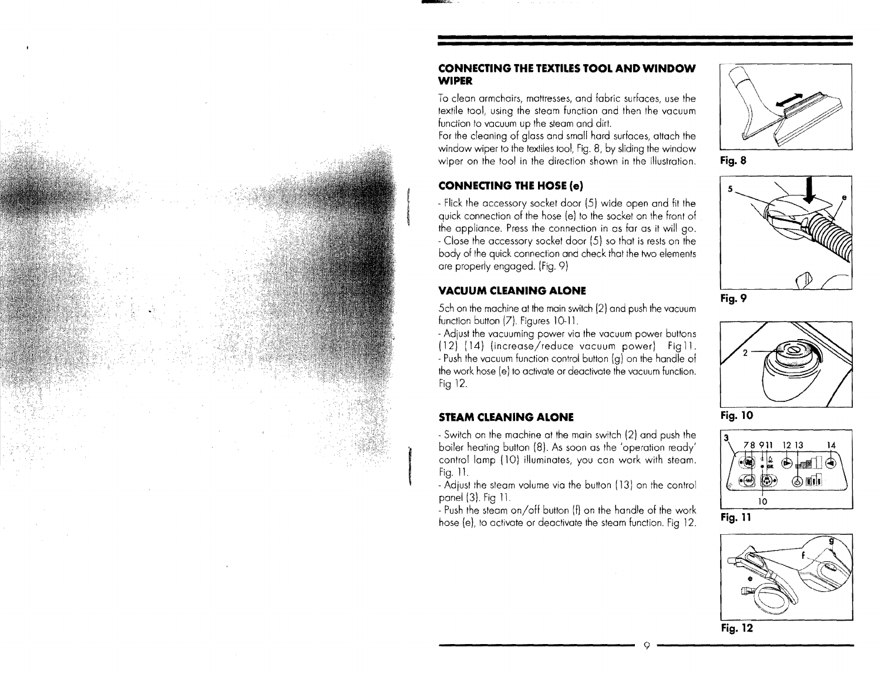## CONNECTING THE TEXTILES TOOL AND WINDOW WIPER

To clean armchairs, mattresses, and fabric surfaces, use the textile tool, using the steam function and then the vacuum function to vacuum up the steam and dirt.
For the cleaning of glass and small hard surfaces, attach the window wiper to the textiles tool, Fig. 8, by sliding the window wiper on the tool in the direction shown in the illustration.

## CONNECTING THE HOSE (e)

- Flick the accessory socket door (5) wide open and fit the quick connection of the hose (e) to the socket on the front of the appliance. Press the connection in as far as it will go.
- Close the accessory socket door (5) so that is rests on the body of the quick connection and check that the two elements are properly engaged. (Fig. 9)

## VACUUM CLEANING ALONE

Sch on the machine at the main switch (2) and push the vacuum function button (7). Figures 10-11.
- Adjust the vacuuming power via the vacuum power buttons (12) (14) (increase/reduce vacuum power) Fig11.
- Push the vacuum function control button (g) on the handle of the work hose (e) to activate or deactivate the vacuum function. Fig 12.

## STEAM CLEANING ALONE

- Switch on the machine at the main switch (2) and push the boiler heating button (8). As soon as the 'operation ready' control lamp (10) illuminates, you can work with steam. Fig. 11.
- Adjust the steam volume via the button (13) on the control panel (3). Fig 11.
- Push the steam on/off button (f) on the handle of the work hose (e), to activate or deactivate the steam function. Fig 12.

Fig. 8

Fig. 9

Fig. 10

Fig. 11

Fig. 12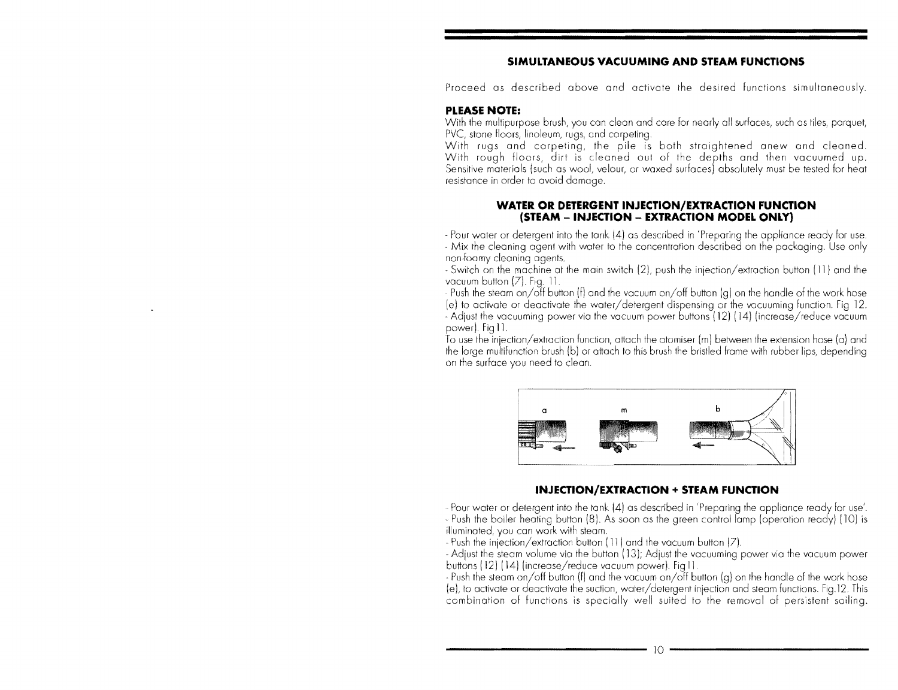## SIMULTANEOUS VACUUMING AND STEAM FUNCTIONS

Proceed as described above and activate the desired functions simultaneously.

**PLEASE NOTE:**

With the multipurpose brush, you can clean and care for nearly all surfaces, such as tiles, parquet, PVC, stone floors, linoleum, rugs, and carpeting.
With rugs and carpeting, the pile is both straightened anew and cleaned.
With rough floors, dirt is cleaned out of the depths and then vacuumed up.
Sensitive materials (such as wool, velour, or waxed surfaces) absolutely must be tested for heat resistance in order to avoid damage.

## WATER OR DETERGENT INJECTION/EXTRACTION FUNCTION (STEAM – INJECTION – EXTRACTION MODEL ONLY)

- Pour water or detergent into the tank (4) as described in 'Preparing the appliance ready for use.
- Mix the cleaning agent with water to the concentration described on the packaging. Use only non-foamy cleaning agents.
- Switch on the machine at the main switch (2), push the injection/extraction button (11) and the vacuum button (7). Fig. 11.
- Push the steam on/off button (f) and the vacuum on/off button (g) on the handle of the work hose (e) to activate or deactivate the water/detergent dispensing or the vacuuming function. Fig 12.
- Adjust the vacuuming power via the vacuum power buttons (12) (14) (increase/reduce vacuum power). Fig11.

To use the injection/extraction function, attach the atomiser (m) between the extension hose (a) and the large multifunction brush (b) or attach to this brush the bristled frame with rubber lips, depending on the surface you need to clean.

a m b

## INJECTION/EXTRACTION + STEAM FUNCTION

- Pour water or detergent into the tank (4) as described in 'Preparing the appliance ready for use'.
- Push the boiler heating button (8). As soon as the green control lamp (operation ready) (10) is illuminated, you can work with steam.
- Push the injection/extraction button (11) and the vacuum button (7).
- Adjust the steam volume via the button (13); Adjust the vacuuming power via the vacuum power buttons (12) (14) (increase/reduce vacuum power). Fig11.
- Push the steam on/off button (f) and the vacuum on/off button (g) on the handle of the work hose (e), to activate or deactivate the suction, water/detergent injection and steam functions. Fig.12. This combination of functions is specially well suited to the removal of persistent soiling.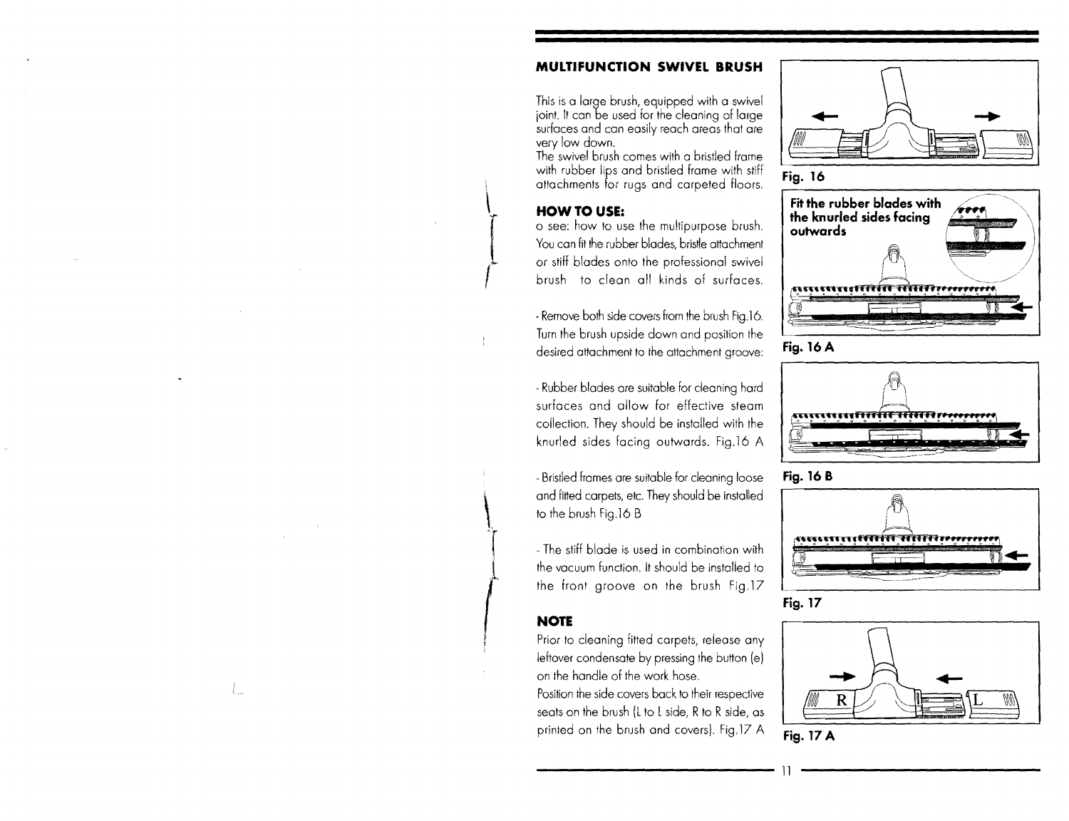## MULTIFUNCTION SWIVEL BRUSH

This is a large brush, equipped with a swivel joint. It can be used for the cleaning of large surfaces and can easily reach areas that are very low down.
The swivel brush comes with a bristled frame with rubber lips and bristled frame with stiff attachments for rugs and carpeted floors.

### HOW TO USE:

o see: how to use the multipurpose brush. You can fit the rubber blades, bristle attachment or stiff blades onto the professional swivel brush to clean all kinds of surfaces.

- Remove both side covers from the brush Fig.16. Turn the brush upside down and position the desired attachment to the attachment groove:

- Rubber blades are suitable for cleaning hard surfaces and allow for effective steam collection. They should be installed with the knurled sides facing outwards. Fig.16 A

- Bristled frames are suitable for cleaning loose and fitted carpets, etc. They should be installed to the brush Fig.16 B

- The stiff blade is used in combination with the vacuum function. It should be installed to the front groove on the brush Fig.17

### NOTE

Prior to cleaning fitted carpets, release any leftover condensate by pressing the button (e) on the handle of the work hose.
Position the side covers back to their respective seats on the brush (L to L side, R to R side, as printed on the brush and covers). Fig.17 A

Fig. 16

**Fit the rubber blades with the knurled sides facing outwards**

Fig. 16 A

Fig. 16 B

Fig. 17

Fig. 17 A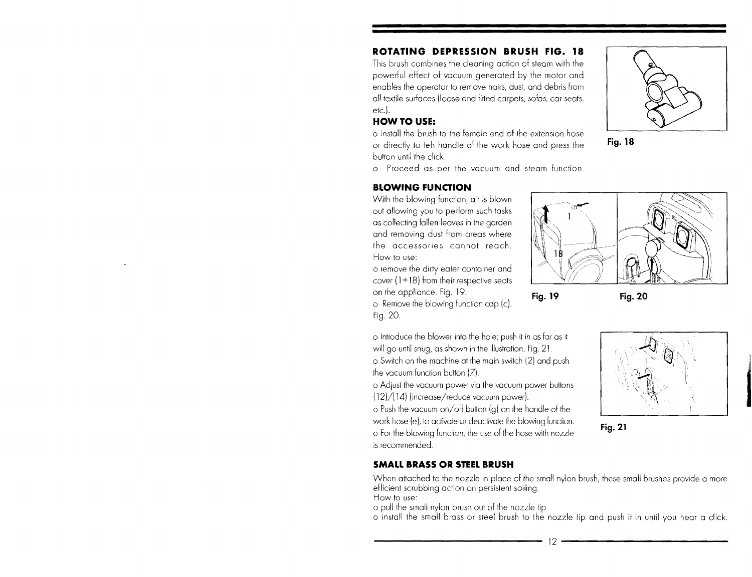## ROTATING DEPRESSION BRUSH FIG. 18

This brush combines the cleaning action of steam with the powerful effect of vacuum generated by the motor and enables the operator to remove hairs, dust, and debris from all textile surfaces (loose and fitted carpets, sofas, car seats, etc.).

### HOW TO USE:

o Install the brush to the female end of the extension hose or directly to teh handle of the work hose and press the button until the click.

o Proceed as per the vacuum and steam function.

Fig. 18

## BLOWING FUNCTION

With the blowing function, air is blown out allowing you to perform such tasks as collecting fallen leaves in the garden and removing dust from areas where the accessories cannot reach.

How to use:

o remove the dirty eater container and cover (1+18) from their respective seats on the appliance. Fig. 19.

o Remove the blowing function cap (c). Fig. 20.

Fig. 19

Fig. 20

o Introduce the blower into the hole; push it in as far as it will go until snug, as shown in the illustration. Fig. 21.

o Switch on the machine at the main switch (2) and push the vacuum function button (7).

o Adjust the vacuum power via the vacuum power buttons (12)/(14) (increase/reduce vacuum power).

o Push the vacuum on/off button (g) on the handle of the work hose (e), to activate or deactivate the blowing function.

o For the blowing function, the use of the hose with nozzle is recommended.

Fig. 21

## SMALL BRASS OR STEEL BRUSH

When attached to the nozzle in place of the small nylon brush, these small brushes provide a more efficient scrubbing action on persistent soiling.

How to use:

o pull the small nylon brush out of the nozzle tip

o install the small brass or steel brush to the nozzle tip and push it in until you hear a click.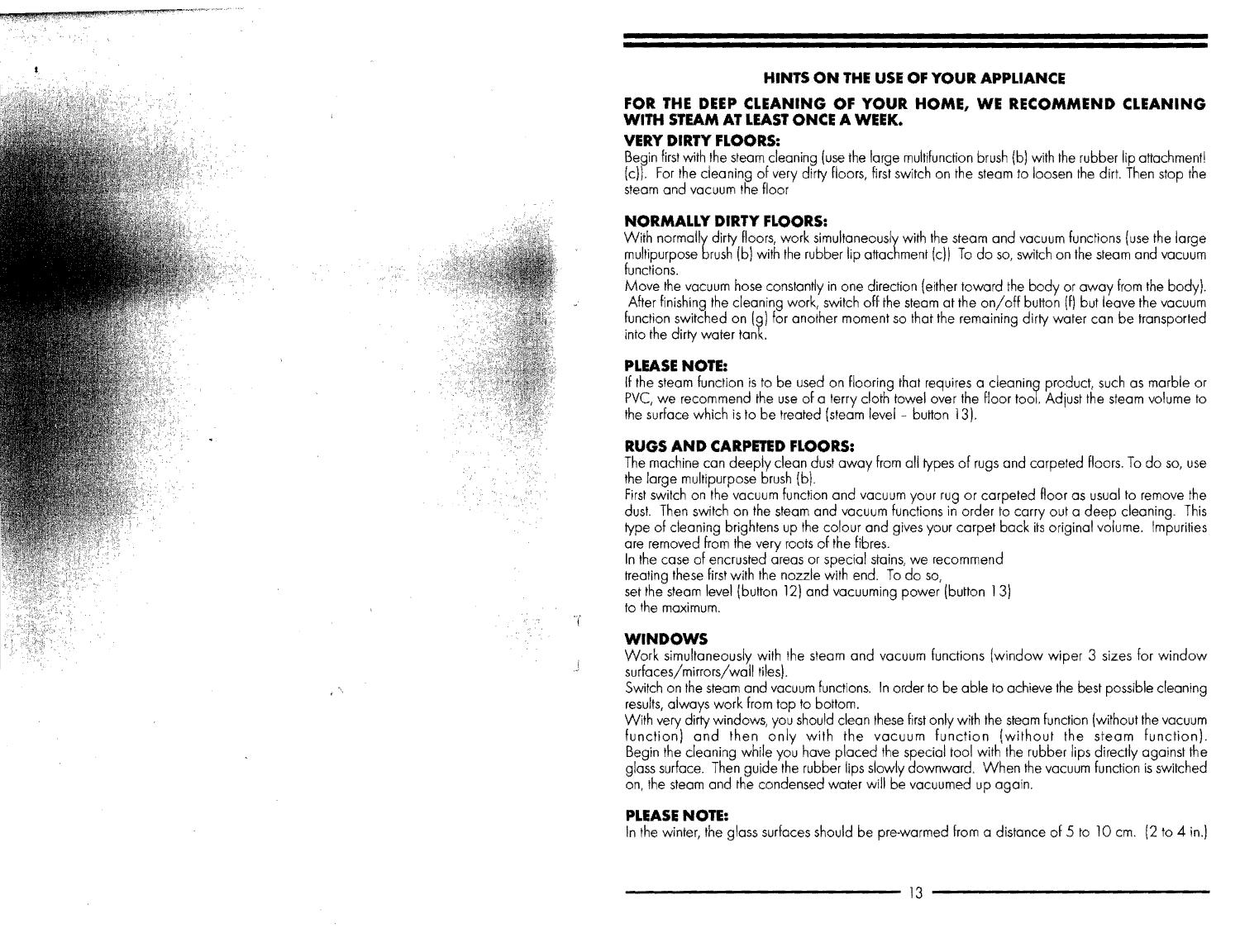# HINTS ON THE USE OF YOUR APPLIANCE

## FOR THE DEEP CLEANING OF YOUR HOME, WE RECOMMEND CLEANING WITH STEAM AT LEAST ONCE A WEEK.

### VERY DIRTY FLOORS:

Begin first with the steam cleaning (use the large multifunction brush (b) with the rubber lip attachment! (c)). For the cleaning of very dirty floors, first switch on the steam to loosen the dirt. Then stop the steam and vacuum the floor

### NORMALLY DIRTY FLOORS:

With normally dirty floors, work simultaneously with the steam and vacuum functions (use the large multipurpose brush (b) with the rubber lip attachment (c)) To do so, switch on the steam and vacuum functions.

Move the vacuum hose constantly in one direction (either toward the body or away from the body). After finishing the cleaning work, switch off the steam at the on/off button (f) but leave the vacuum function switched on (g) for another moment so that the remaining dirty water can be transported into the dirty water tank.

### PLEASE NOTE:

If the steam function is to be used on flooring that requires a cleaning product, such as marble or PVC, we recommend the use of a terry cloth towel over the floor tool. Adjust the steam volume to the surface which is to be treated (steam level - button 13).

### RUGS AND CARPETED FLOORS:

The machine can deeply clean dust away from all types of rugs and carpeted floors. To do so, use the large multipurpose brush (b).

First switch on the vacuum function and vacuum your rug or carpeted floor as usual to remove the dust. Then switch on the steam and vacuum functions in order to carry out a deep cleaning. This type of cleaning brightens up the colour and gives your carpet back its original volume. Impurities are removed from the very roots of the fibres.

In the case of encrusted areas or special stains, we recommend treating these first with the nozzle with end. To do so, set the steam level (button 12) and vacuuming power (button 13) to the maximum.

### WINDOWS

Work simultaneously with the steam and vacuum functions (window wiper 3 sizes for window surfaces/mirrors/wall tiles).

Switch on the steam and vacuum functions. In order to be able to achieve the best possible cleaning results, always work from top to bottom.

With very dirty windows, you should clean these first only with the steam function (without the vacuum function) and then only with the vacuum function (without the steam function). Begin the cleaning while you have placed the special tool with the rubber lips directly against the glass surface. Then guide the rubber lips slowly downward. When the vacuum function is switched on, the steam and the condensed water will be vacuumed up again.

### PLEASE NOTE:

In the winter, the glass surfaces should be pre-warmed from a distance of 5 to 10 cm. (2 to 4 in.)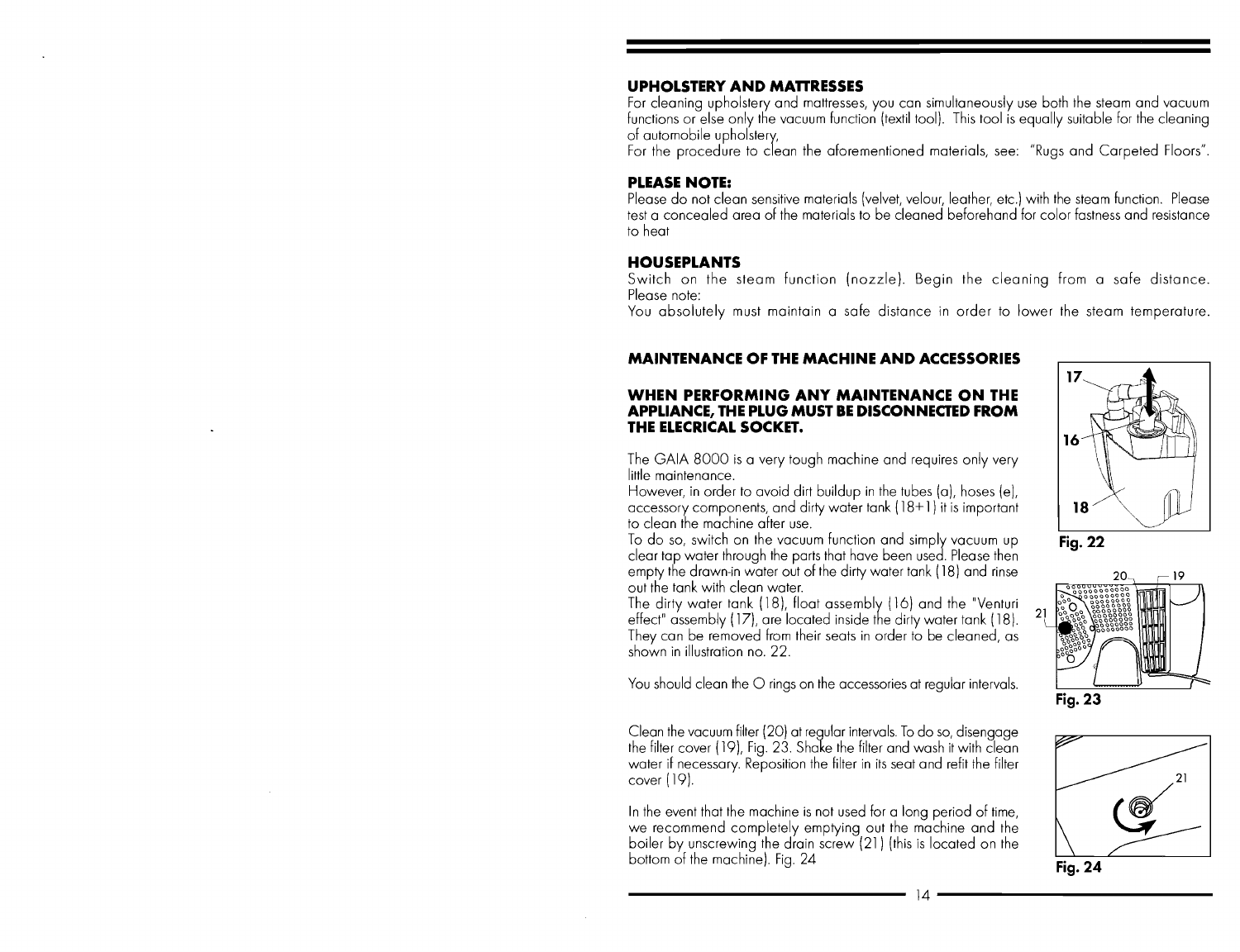## UPHOLSTERY AND MATTRESSES

For cleaning upholstery and mattresses, you can simultaneously use both the steam and vacuum functions or else only the vacuum function (textil tool). This tool is equally suitable for the cleaning of automobile upholstery,
For the procedure to clean the aforementioned materials, see: "Rugs and Carpeted Floors".

## PLEASE NOTE:

Please do not clean sensitive materials (velvet, velour, leather, etc.) with the steam function. Please test a concealed area of the materials to be cleaned beforehand for color fastness and resistance to heat

## HOUSEPLANTS

Switch on the steam function (nozzle). Begin the cleaning from a safe distance.
Please note:
You absolutely must maintain a safe distance in order to lower the steam temperature.

## MAINTENANCE OF THE MACHINE AND ACCESSORIES

**WHEN PERFORMING ANY MAINTENANCE ON THE APPLIANCE, THE PLUG MUST BE DISCONNECTED FROM THE ELECRICAL SOCKET.**

The GAIA 8000 is a very tough machine and requires only very little maintenance.
However, in order to avoid dirt buildup in the tubes (a), hoses (e), accessory components, and dirty water tank (18+1) it is important to clean the machine after use.
To do so, switch on the vacuum function and simply vacuum up clear tap water through the parts that have been used. Please then empty the drawn-in water out of the dirty water tank (18) and rinse out the tank with clean water.
The dirty water tank (18), float assembly (16) and the "Venturi effect" assembly (17), are located inside the dirty water tank (18). They can be removed from their seats in order to be cleaned, as shown in illustration no. 22.

17
16
18

Fig. 22

You should clean the O rings on the accessories at regular intervals.

20 19
21

Fig. 23

Clean the vacuum filter (20) at regular intervals. To do so, disengage the filter cover (19), Fig. 23. Shake the filter and wash it with clean water if necessary. Reposition the filter in its seat and refit the filter cover (19).

In the event that the machine is not used for a long period of time, we recommend completely emptying out the machine and the boiler by unscrewing the drain screw (21) (this is located on the bottom of the machine). Fig. 24

21

Fig. 24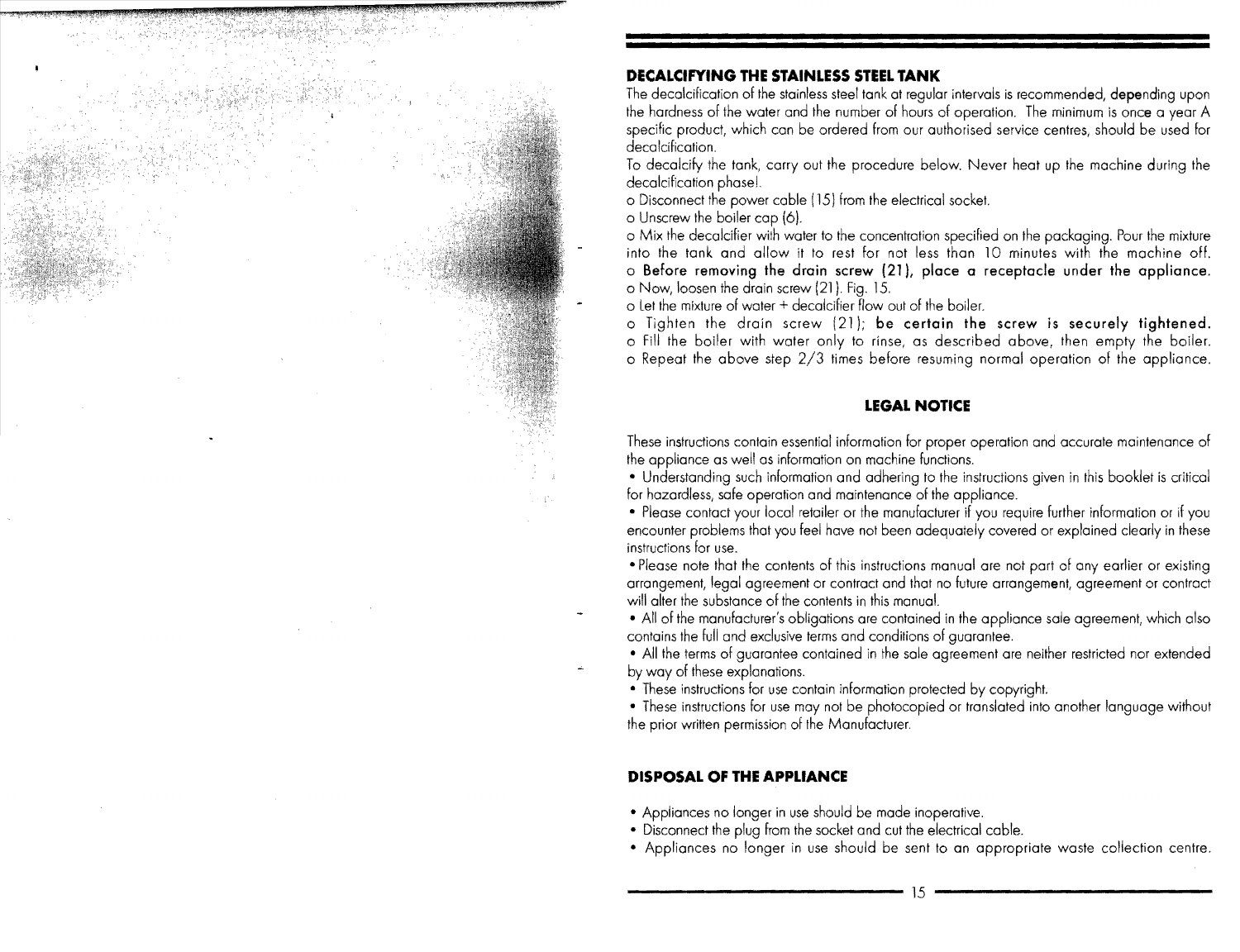## DECALCIFYING THE STAINLESS STEEL TANK

The decalcification of the stainless steel tank at regular intervals is recommended, depending upon the hardness of the water and the number of hours of operation. The minimum is once a year A specific product, which can be ordered from our authorised service centres, should be used for decalcification.

To decalcify the tank, carry out the procedure below. Never heat up the machine during the decalcification phase!.

- o Disconnect the power cable (15) from the electrical socket.
- o Unscrew the boiler cap (6).
- o Mix the decalcifier with water to the concentration specified on the packaging. Pour the mixture into the tank and allow it to rest for not less than 10 minutes with the machine off.
- o **Before removing the drain screw (21), place a receptacle under the appliance.**
- o Now, loosen the drain screw (21). Fig. 15.
- o Let the mixture of water + decalcifier flow out of the boiler.
- o Tighten the drain screw (21); **be certain the screw is securely tightened.**
- o Fill the boiler with water only to rinse, as described above, then empty the boiler.
- o Repeat the above step 2/3 times before resuming normal operation of the appliance.

## LEGAL NOTICE

These instructions contain essential information for proper operation and accurate maintenance of the appliance as well as information on machine functions.

- Understanding such information and adhering to the instructions given in this booklet is critical for hazardless, safe operation and maintenance of the appliance.
- Please contact your local retailer or the manufacturer if you require further information or if you encounter problems that you feel have not been adequately covered or explained clearly in these instructions for use.
- Please note that the contents of this instructions manual are not part of any earlier or existing arrangement, legal agreement or contract and that no future arrangement, agreement or contract will alter the substance of the contents in this manual.
- All of the manufacturer's obligations are contained in the appliance sale agreement, which also contains the full and exclusive terms and conditions of guarantee.
- All the terms of guarantee contained in the sale agreement are neither restricted nor extended by way of these explanations.
- These instructions for use contain information protected by copyright.
- These instructions for use may not be photocopied or translated into another language without the prior written permission of the Manufacturer.

## DISPOSAL OF THE APPLIANCE

- Appliances no longer in use should be made inoperative.
- Disconnect the plug from the socket and cut the electrical cable.
- Appliances no longer in use should be sent to an appropriate waste collection centre.